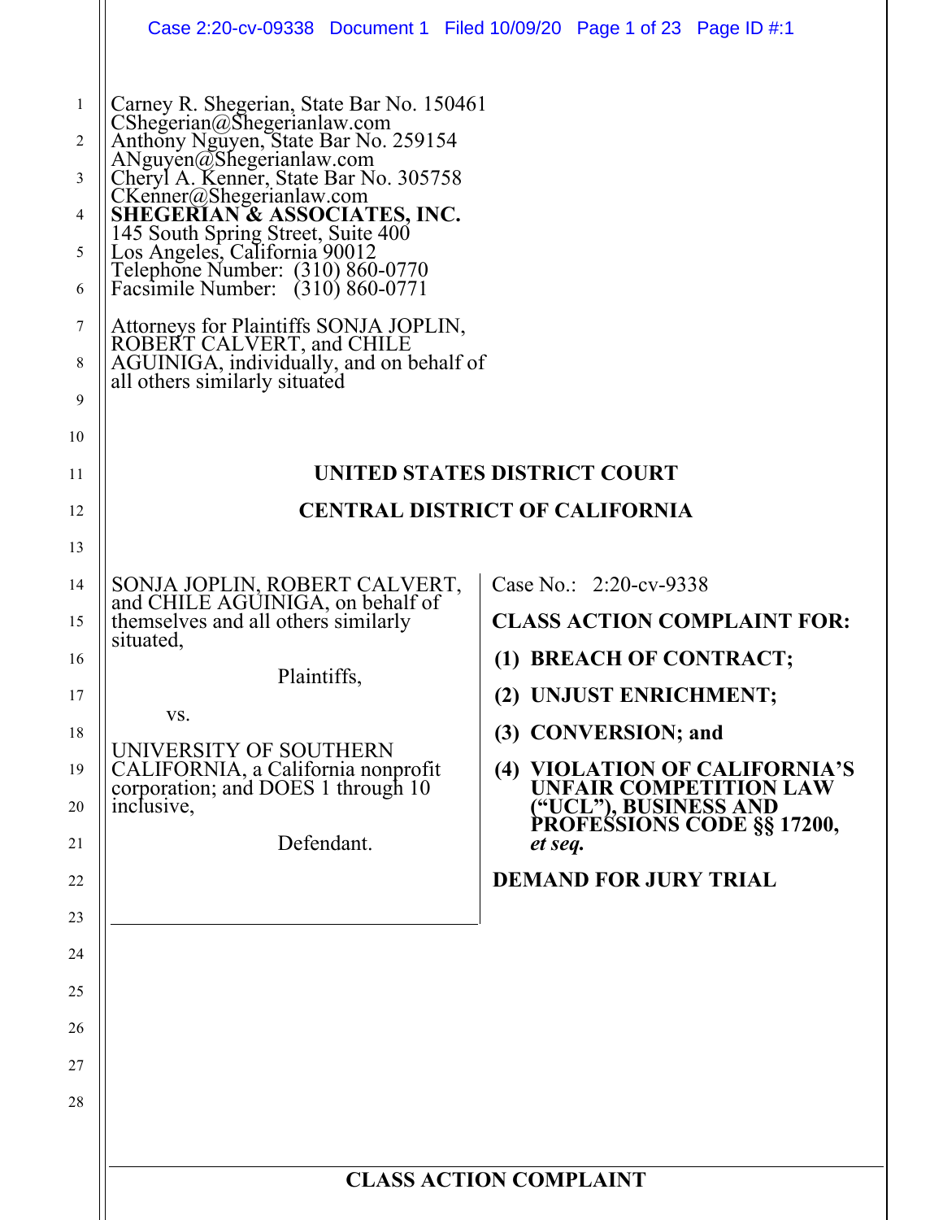Carney R. Shegerian, State Bar No. 150461
CShegerian@Shegerianlaw.com
Anthony Nguyen, State Bar No. 259154
ANguyen@Shegerianlaw.com
Cheryl A. Kenner, State Bar No. 305758
CKenner@Shegerianlaw.com
**SHEGERIAN & ASSOCIATES, INC.**
145 South Spring Street, Suite 400
Los Angeles, California 90012
Telephone Number: (310) 860-0770
Facsimile Number: (310) 860-0771

Attorneys for Plaintiffs SONJA JOPLIN, ROBERT CALVERT, and CHILE AGUINIGA, individually, and on behalf of all others similarly situated

**UNITED STATES DISTRICT COURT**

**CENTRAL DISTRICT OF CALIFORNIA**

SONJA JOPLIN, ROBERT CALVERT, and CHILE AGUINIGA, on behalf of themselves and all others similarly situated,

Plaintiffs,

vs.

UNIVERSITY OF SOUTHERN CALIFORNIA, a California nonprofit corporation; and DOES 1 through 10 inclusive,

Defendant.

Case No.: 2:20-cv-9338

**CLASS ACTION COMPLAINT FOR:**

**(1) BREACH OF CONTRACT;**

**(2) UNJUST ENRICHMENT;**

**(3) CONVERSION; and**

**(4) VIOLATION OF CALIFORNIA'S UNFAIR COMPETITION LAW ("UCL"), BUSINESS AND PROFESSIONS CODE §§ 17200, *et seq.***

**DEMAND FOR JURY TRIAL**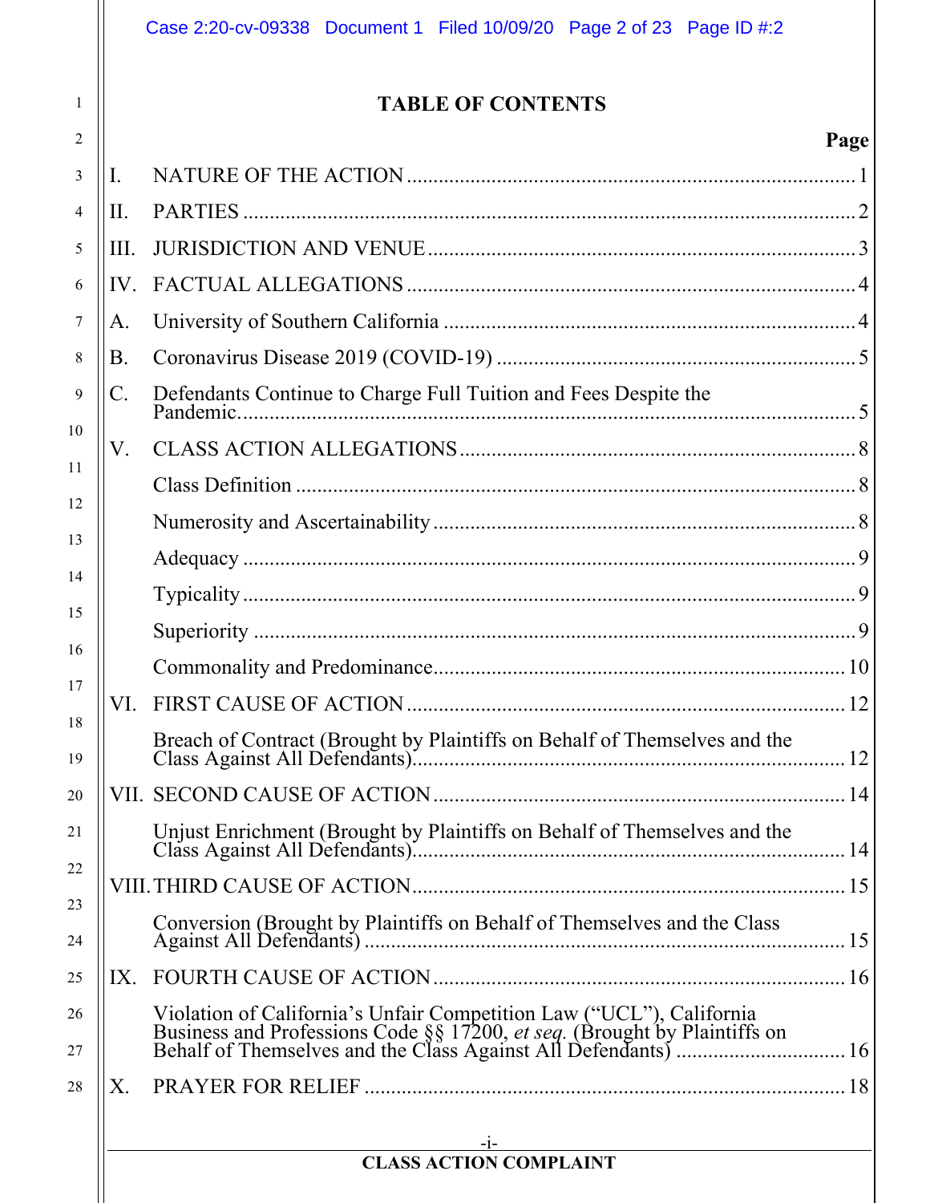# TABLE OF CONTENTS

| | | Page |
|---|---|---|
| I. | NATURE OF THE ACTION | 1 |
| II. | PARTIES | 2 |
| III. | JURISDICTION AND VENUE | 3 |
| IV. | FACTUAL ALLEGATIONS | 4 |
| A. | University of Southern California | 4 |
| B. | Coronavirus Disease 2019 (COVID-19) | 5 |
| C. | Defendants Continue to Charge Full Tuition and Fees Despite the Pandemic. | 5 |
| V. | CLASS ACTION ALLEGATIONS | 8 |
| | Class Definition | 8 |
| | Numerosity and Ascertainability | 8 |
| | Adequacy | 9 |
| | Typicality | 9 |
| | Superiority | 9 |
| | Commonality and Predominance | 10 |
| VI. | FIRST CAUSE OF ACTION | 12 |
| | Breach of Contract (Brought by Plaintiffs on Behalf of Themselves and the Class Against All Defendants) | 12 |
| VII. | SECOND CAUSE OF ACTION | 14 |
| | Unjust Enrichment (Brought by Plaintiffs on Behalf of Themselves and the Class Against All Defendants) | 14 |
| VIII. | THIRD CAUSE OF ACTION | 15 |
| | Conversion (Brought by Plaintiffs on Behalf of Themselves and the Class Against All Defendants) | 15 |
| IX. | FOURTH CAUSE OF ACTION | 16 |
| | Violation of California's Unfair Competition Law ("UCL"), California Business and Professions Code §§ 17200, *et seq.* (Brought by Plaintiffs on Behalf of Themselves and the Class Against All Defendants) | 16 |
| X. | PRAYER FOR RELIEF | 18 |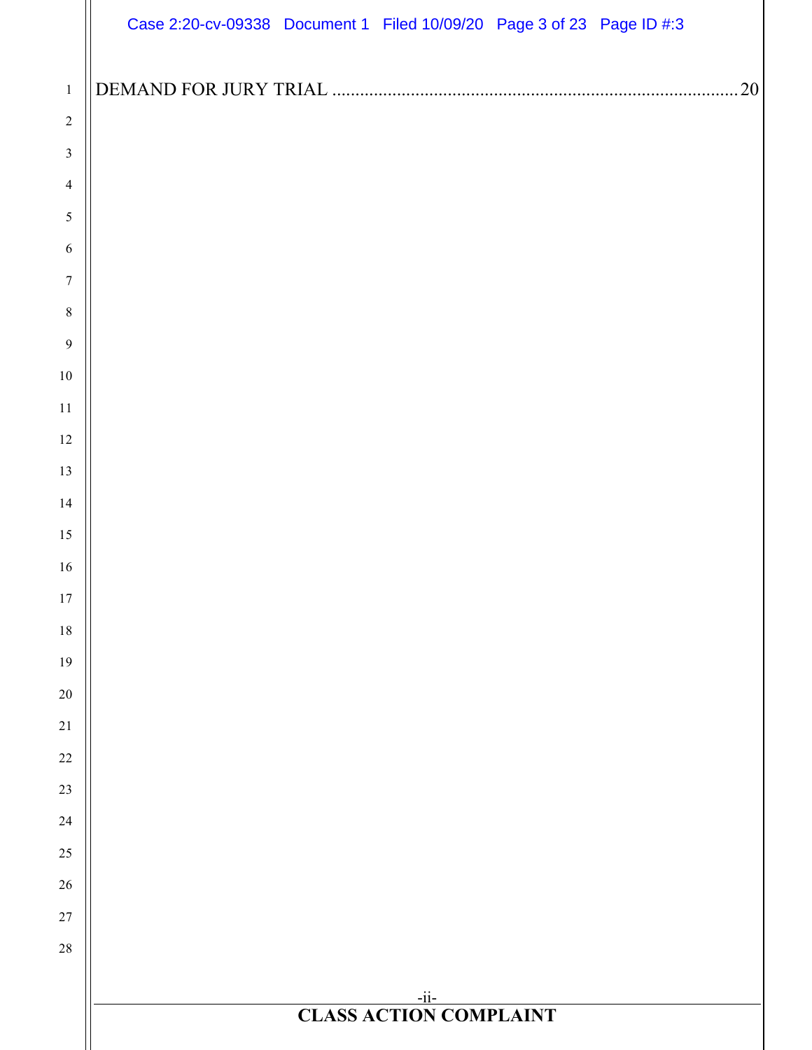DEMAND FOR JURY TRIAL ........................................................................................ 20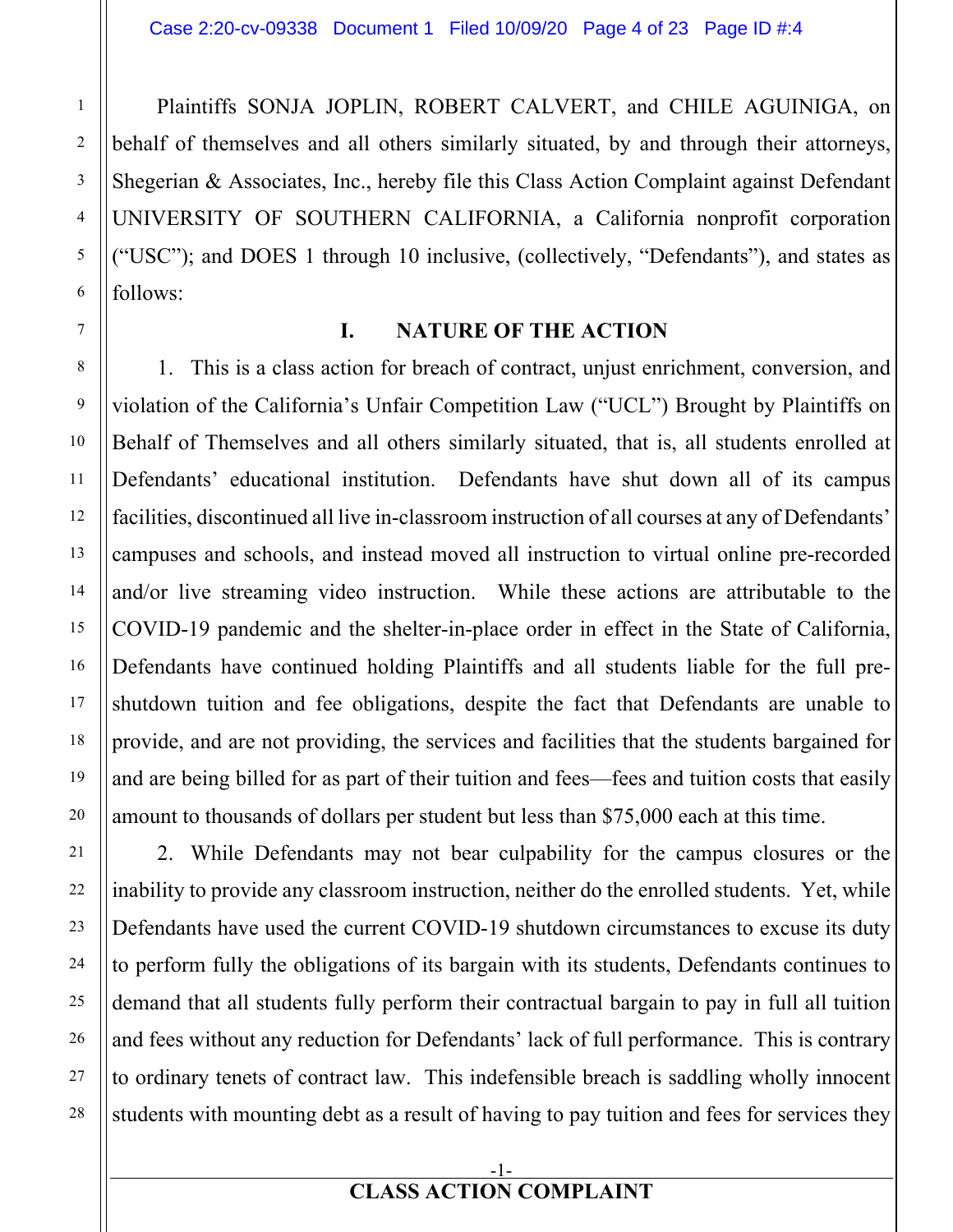Plaintiffs SONJA JOPLIN, ROBERT CALVERT, and CHILE AGUINIGA, on behalf of themselves and all others similarly situated, by and through their attorneys, Shegerian & Associates, Inc., hereby file this Class Action Complaint against Defendant UNIVERSITY OF SOUTHERN CALIFORNIA, a California nonprofit corporation ("USC"); and DOES 1 through 10 inclusive, (collectively, "Defendants"), and states as follows:

## I. NATURE OF THE ACTION

1. This is a class action for breach of contract, unjust enrichment, conversion, and violation of the California's Unfair Competition Law ("UCL") Brought by Plaintiffs on Behalf of Themselves and all others similarly situated, that is, all students enrolled at Defendants' educational institution. Defendants have shut down all of its campus facilities, discontinued all live in-classroom instruction of all courses at any of Defendants' campuses and schools, and instead moved all instruction to virtual online pre-recorded and/or live streaming video instruction. While these actions are attributable to the COVID-19 pandemic and the shelter-in-place order in effect in the State of California, Defendants have continued holding Plaintiffs and all students liable for the full pre-shutdown tuition and fee obligations, despite the fact that Defendants are unable to provide, and are not providing, the services and facilities that the students bargained for and are being billed for as part of their tuition and fees—fees and tuition costs that easily amount to thousands of dollars per student but less than $75,000 each at this time.

2. While Defendants may not bear culpability for the campus closures or the inability to provide any classroom instruction, neither do the enrolled students. Yet, while Defendants have used the current COVID-19 shutdown circumstances to excuse its duty to perform fully the obligations of its bargain with its students, Defendants continues to demand that all students fully perform their contractual bargain to pay in full all tuition and fees without any reduction for Defendants' lack of full performance. This is contrary to ordinary tenets of contract law. This indefensible breach is saddling wholly innocent students with mounting debt as a result of having to pay tuition and fees for services they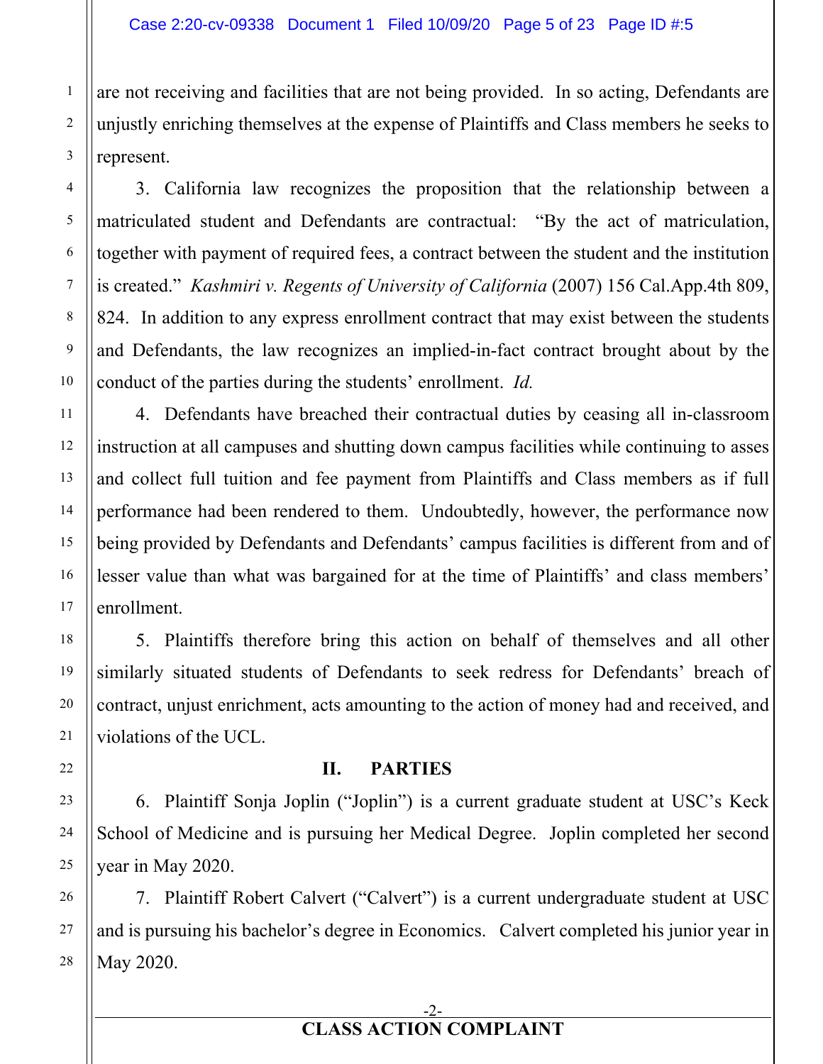are not receiving and facilities that are not being provided. In so acting, Defendants are unjustly enriching themselves at the expense of Plaintiffs and Class members he seeks to represent.

3. California law recognizes the proposition that the relationship between a matriculated student and Defendants are contractual: "By the act of matriculation, together with payment of required fees, a contract between the student and the institution is created." *Kashmiri v. Regents of University of California* (2007) 156 Cal.App.4th 809, 824. In addition to any express enrollment contract that may exist between the students and Defendants, the law recognizes an implied-in-fact contract brought about by the conduct of the parties during the students' enrollment. *Id.*

4. Defendants have breached their contractual duties by ceasing all in-classroom instruction at all campuses and shutting down campus facilities while continuing to asses and collect full tuition and fee payment from Plaintiffs and Class members as if full performance had been rendered to them. Undoubtedly, however, the performance now being provided by Defendants and Defendants' campus facilities is different from and of lesser value than what was bargained for at the time of Plaintiffs' and class members' enrollment.

5. Plaintiffs therefore bring this action on behalf of themselves and all other similarly situated students of Defendants to seek redress for Defendants' breach of contract, unjust enrichment, acts amounting to the action of money had and received, and violations of the UCL.

## II. PARTIES

6. Plaintiff Sonja Joplin ("Joplin") is a current graduate student at USC's Keck School of Medicine and is pursuing her Medical Degree. Joplin completed her second year in May 2020.

7. Plaintiff Robert Calvert ("Calvert") is a current undergraduate student at USC and is pursuing his bachelor's degree in Economics. Calvert completed his junior year in May 2020.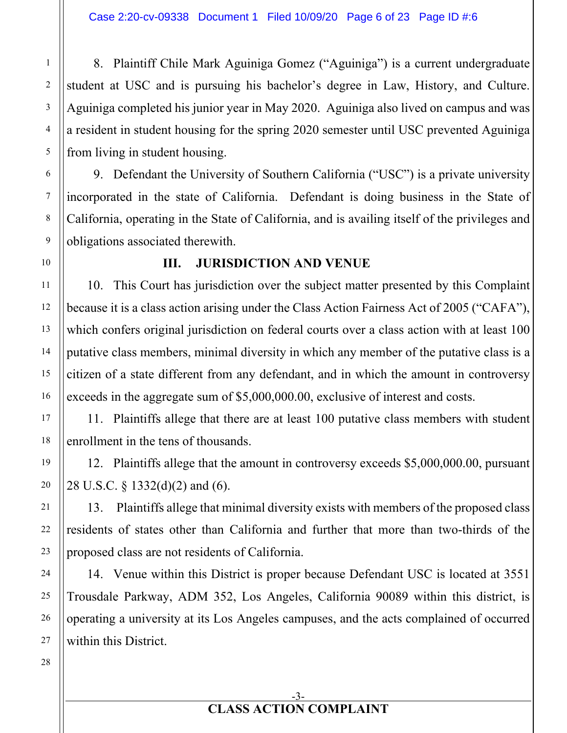8. Plaintiff Chile Mark Aguiniga Gomez ("Aguiniga") is a current undergraduate student at USC and is pursuing his bachelor's degree in Law, History, and Culture. Aguiniga completed his junior year in May 2020. Aguiniga also lived on campus and was a resident in student housing for the spring 2020 semester until USC prevented Aguiniga from living in student housing.

9. Defendant the University of Southern California ("USC") is a private university incorporated in the state of California. Defendant is doing business in the State of California, operating in the State of California, and is availing itself of the privileges and obligations associated therewith.

## III. JURISDICTION AND VENUE

10. This Court has jurisdiction over the subject matter presented by this Complaint because it is a class action arising under the Class Action Fairness Act of 2005 ("CAFA"), which confers original jurisdiction on federal courts over a class action with at least 100 putative class members, minimal diversity in which any member of the putative class is a citizen of a state different from any defendant, and in which the amount in controversy exceeds in the aggregate sum of $5,000,000.00, exclusive of interest and costs.

11. Plaintiffs allege that there are at least 100 putative class members with student enrollment in the tens of thousands.

12. Plaintiffs allege that the amount in controversy exceeds $5,000,000.00, pursuant 28 U.S.C. § 1332(d)(2) and (6).

13. Plaintiffs allege that minimal diversity exists with members of the proposed class residents of states other than California and further that more than two-thirds of the proposed class are not residents of California.

14. Venue within this District is proper because Defendant USC is located at 3551 Trousdale Parkway, ADM 352, Los Angeles, California 90089 within this district, is operating a university at its Los Angeles campuses, and the acts complained of occurred within this District.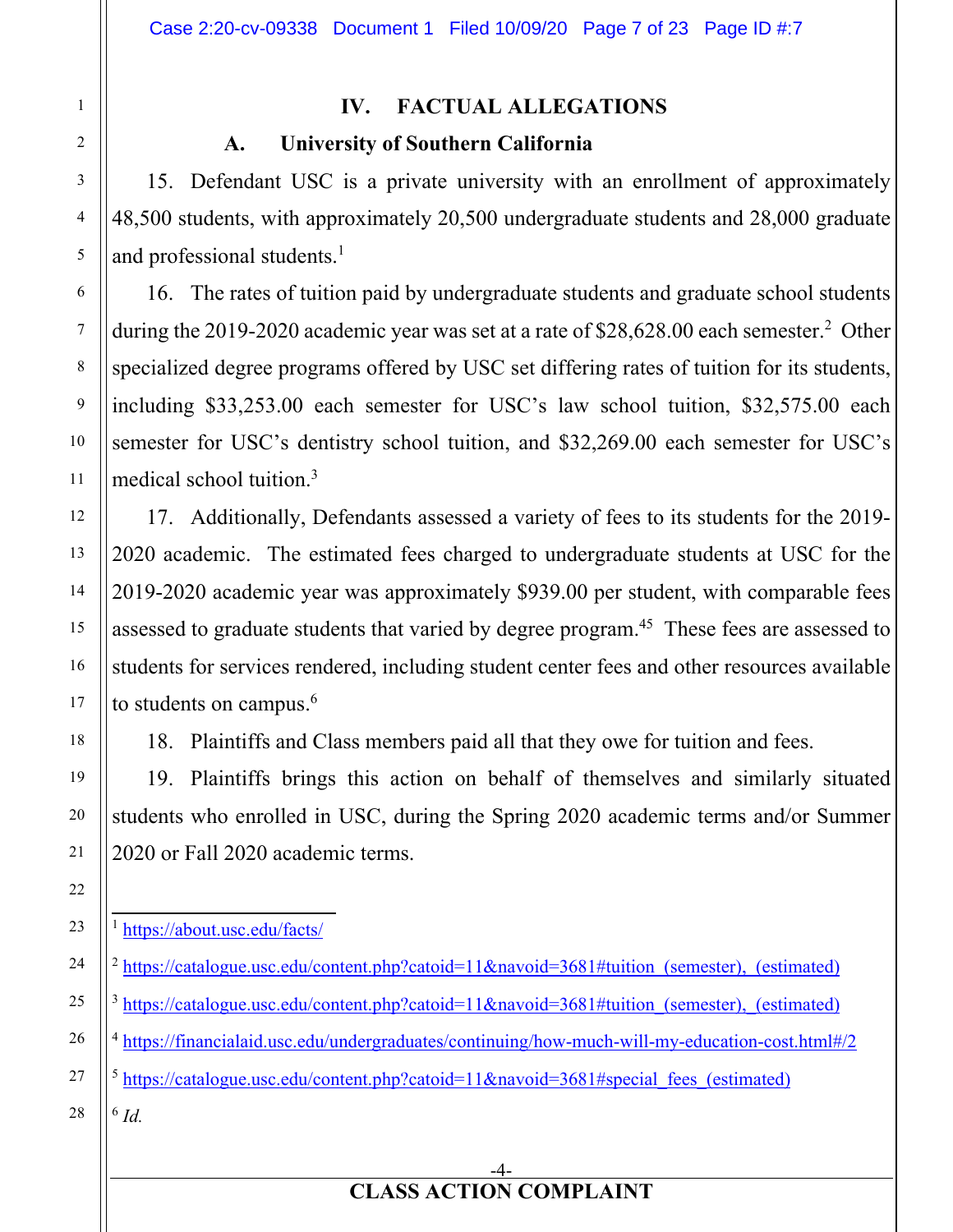## IV. FACTUAL ALLEGATIONS

### A. University of Southern California

15. Defendant USC is a private university with an enrollment of approximately 48,500 students, with approximately 20,500 undergraduate students and 28,000 graduate and professional students.[1]

16. The rates of tuition paid by undergraduate students and graduate school students during the 2019-2020 academic year was set at a rate of $28,628.00 each semester.[2] Other specialized degree programs offered by USC set differing rates of tuition for its students, including $33,253.00 each semester for USC's law school tuition, $32,575.00 each semester for USC's dentistry school tuition, and $32,269.00 each semester for USC's medical school tuition.[3]

17. Additionally, Defendants assessed a variety of fees to its students for the 2019-2020 academic. The estimated fees charged to undergraduate students at USC for the 2019-2020 academic year was approximately $939.00 per student, with comparable fees assessed to graduate students that varied by degree program.[45] These fees are assessed to students for services rendered, including student center fees and other resources available to students on campus.[6]

18. Plaintiffs and Class members paid all that they owe for tuition and fees.

19. Plaintiffs brings this action on behalf of themselves and similarly situated students who enrolled in USC, during the Spring 2020 academic terms and/or Summer 2020 or Fall 2020 academic terms.

---

[1] https://about.usc.edu/facts/

[2] https://catalogue.usc.edu/content.php?catoid=11&navoid=3681#tuition_(semester),_(estimated)

[3] https://catalogue.usc.edu/content.php?catoid=11&navoid=3681#tuition_(semester),_(estimated)

[4] https://financialaid.usc.edu/undergraduates/continuing/how-much-will-my-education-cost.html#/2

[5] https://catalogue.usc.edu/content.php?catoid=11&navoid=3681#special_fees_(estimated)

[6] *Id.*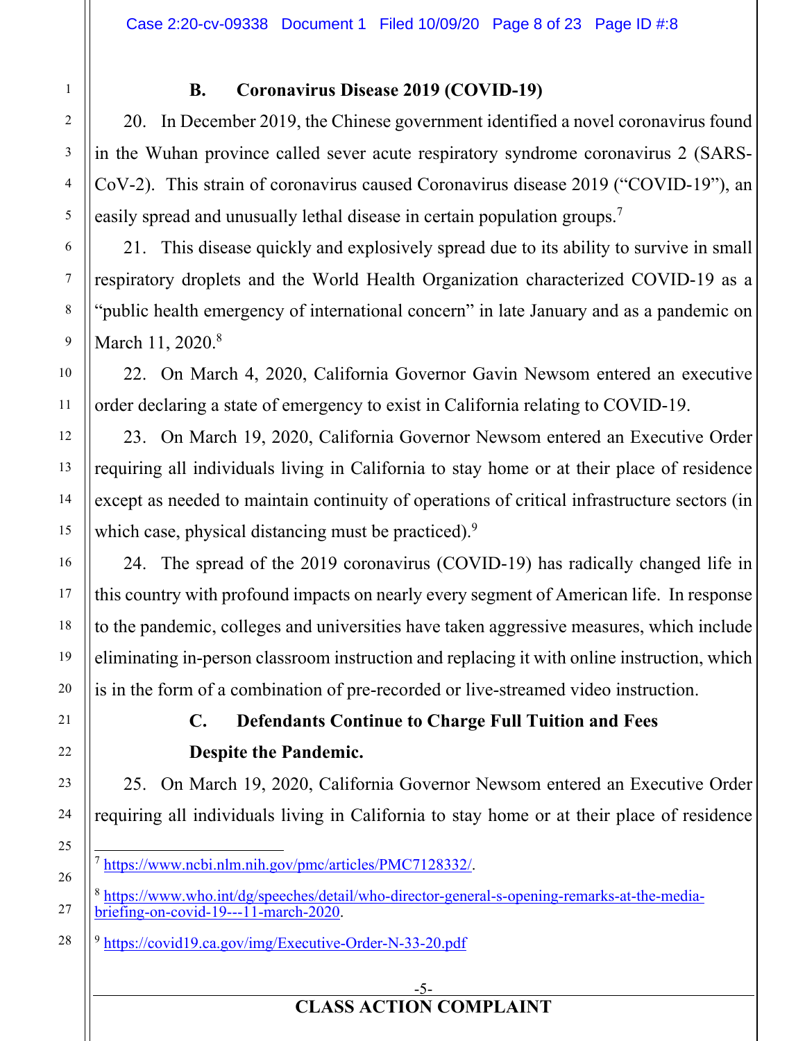### B. Coronavirus Disease 2019 (COVID-19)

20. In December 2019, the Chinese government identified a novel coronavirus found in the Wuhan province called sever acute respiratory syndrome coronavirus 2 (SARS-CoV-2). This strain of coronavirus caused Coronavirus disease 2019 ("COVID-19"), an easily spread and unusually lethal disease in certain population groups.[7]

21. This disease quickly and explosively spread due to its ability to survive in small respiratory droplets and the World Health Organization characterized COVID-19 as a "public health emergency of international concern" in late January and as a pandemic on March 11, 2020.[8]

22. On March 4, 2020, California Governor Gavin Newsom entered an executive order declaring a state of emergency to exist in California relating to COVID-19.

23. On March 19, 2020, California Governor Newsom entered an Executive Order requiring all individuals living in California to stay home or at their place of residence except as needed to maintain continuity of operations of critical infrastructure sectors (in which case, physical distancing must be practiced).[9]

24. The spread of the 2019 coronavirus (COVID-19) has radically changed life in this country with profound impacts on nearly every segment of American life. In response to the pandemic, colleges and universities have taken aggressive measures, which include eliminating in-person classroom instruction and replacing it with online instruction, which is in the form of a combination of pre-recorded or live-streamed video instruction.

### C. Defendants Continue to Charge Full Tuition and Fees Despite the Pandemic.

25. On March 19, 2020, California Governor Newsom entered an Executive Order requiring all individuals living in California to stay home or at their place of residence

---

[7] https://www.ncbi.nlm.nih.gov/pmc/articles/PMC7128332/.

[8] https://www.who.int/dg/speeches/detail/who-director-general-s-opening-remarks-at-the-media-briefing-on-covid-19---11-march-2020.

[9] https://covid19.ca.gov/img/Executive-Order-N-33-20.pdf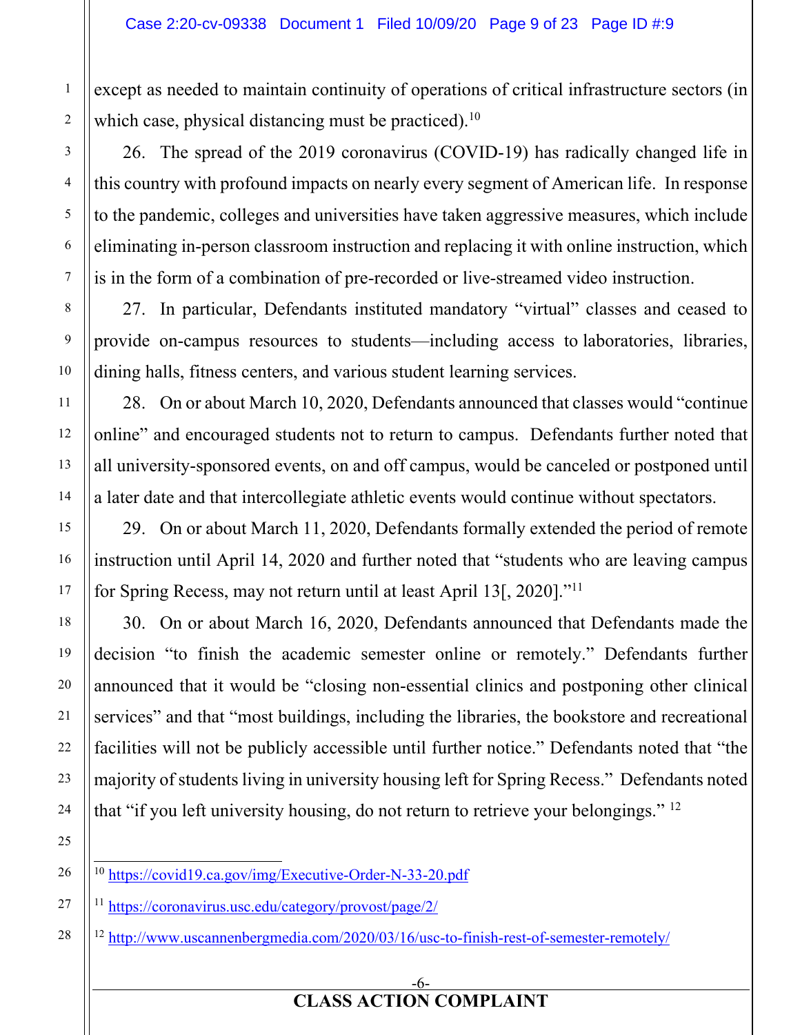except as needed to maintain continuity of operations of critical infrastructure sectors (in which case, physical distancing must be practiced).[10]

26. The spread of the 2019 coronavirus (COVID-19) has radically changed life in this country with profound impacts on nearly every segment of American life. In response to the pandemic, colleges and universities have taken aggressive measures, which include eliminating in-person classroom instruction and replacing it with online instruction, which is in the form of a combination of pre-recorded or live-streamed video instruction.

27. In particular, Defendants instituted mandatory "virtual" classes and ceased to provide on-campus resources to students—including access to laboratories, libraries, dining halls, fitness centers, and various student learning services.

28. On or about March 10, 2020, Defendants announced that classes would "continue online" and encouraged students not to return to campus. Defendants further noted that all university-sponsored events, on and off campus, would be canceled or postponed until a later date and that intercollegiate athletic events would continue without spectators.

29. On or about March 11, 2020, Defendants formally extended the period of remote instruction until April 14, 2020 and further noted that "students who are leaving campus for Spring Recess, may not return until at least April 13[, 2020]."[11]

30. On or about March 16, 2020, Defendants announced that Defendants made the decision "to finish the academic semester online or remotely." Defendants further announced that it would be "closing non-essential clinics and postponing other clinical services" and that "most buildings, including the libraries, the bookstore and recreational facilities will not be publicly accessible until further notice." Defendants noted that "the majority of students living in university housing left for Spring Recess." Defendants noted that "if you left university housing, do not return to retrieve your belongings." [12]

---

[10] https://covid19.ca.gov/img/Executive-Order-N-33-20.pdf

[11] https://coronavirus.usc.edu/category/provost/page/2/

[12] http://www.uscannenbergmedia.com/2020/03/16/usc-to-finish-rest-of-semester-remotely/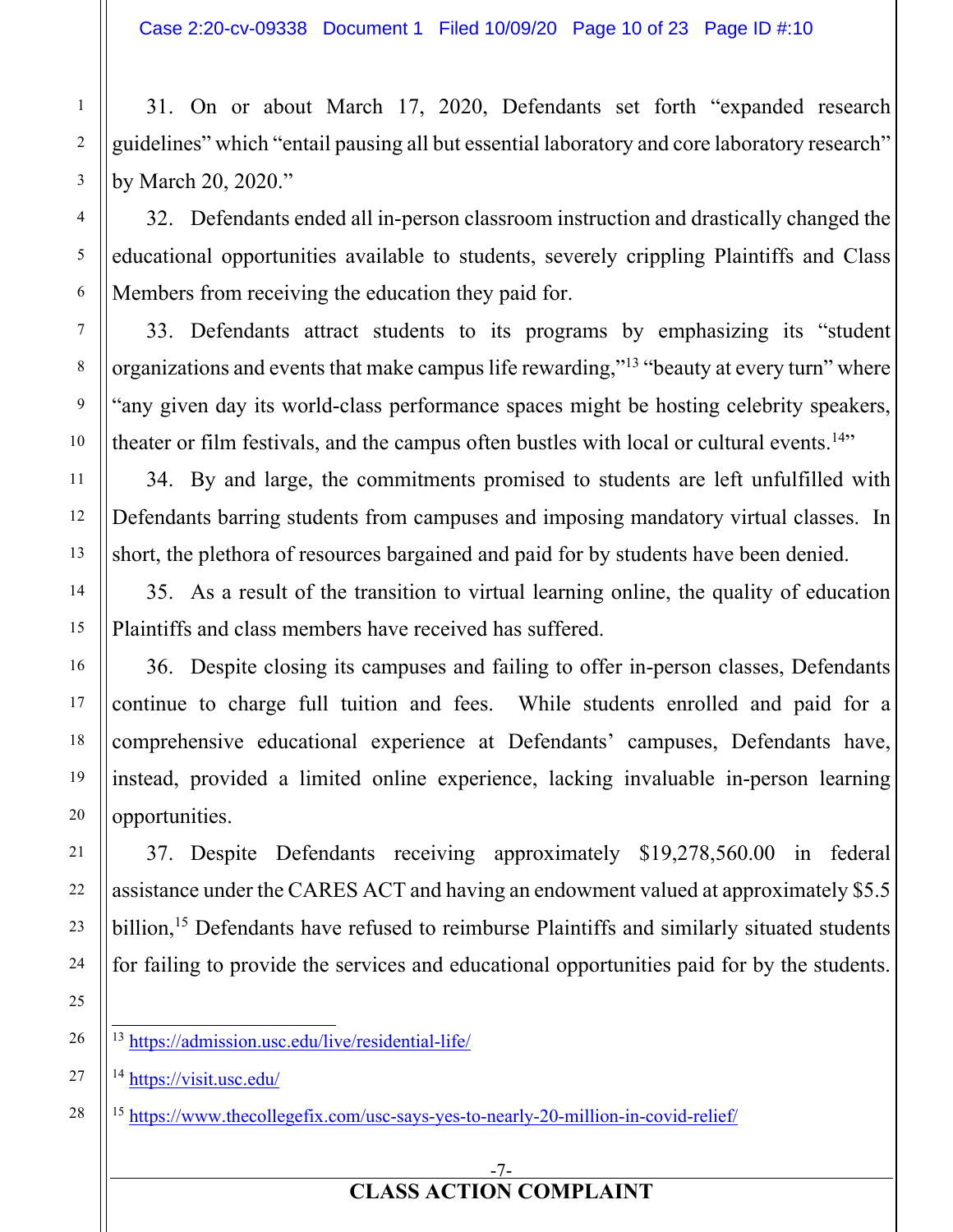31. On or about March 17, 2020, Defendants set forth "expanded research guidelines" which "entail pausing all but essential laboratory and core laboratory research" by March 20, 2020."

32. Defendants ended all in-person classroom instruction and drastically changed the educational opportunities available to students, severely crippling Plaintiffs and Class Members from receiving the education they paid for.

33. Defendants attract students to its programs by emphasizing its "student organizations and events that make campus life rewarding,"[13] "beauty at every turn" where "any given day its world-class performance spaces might be hosting celebrity speakers, theater or film festivals, and the campus often bustles with local or cultural events.[14]"

34. By and large, the commitments promised to students are left unfulfilled with Defendants barring students from campuses and imposing mandatory virtual classes. In short, the plethora of resources bargained and paid for by students have been denied.

35. As a result of the transition to virtual learning online, the quality of education Plaintiffs and class members have received has suffered.

36. Despite closing its campuses and failing to offer in-person classes, Defendants continue to charge full tuition and fees. While students enrolled and paid for a comprehensive educational experience at Defendants' campuses, Defendants have, instead, provided a limited online experience, lacking invaluable in-person learning opportunities.

37. Despite Defendants receiving approximately $19,278,560.00 in federal assistance under the CARES ACT and having an endowment valued at approximately $5.5 billion,[15] Defendants have refused to reimburse Plaintiffs and similarly situated students for failing to provide the services and educational opportunities paid for by the students.

---

[13] https://admission.usc.edu/live/residential-life/

[14] https://visit.usc.edu/

[15] https://www.thecollegefix.com/usc-says-yes-to-nearly-20-million-in-covid-relief/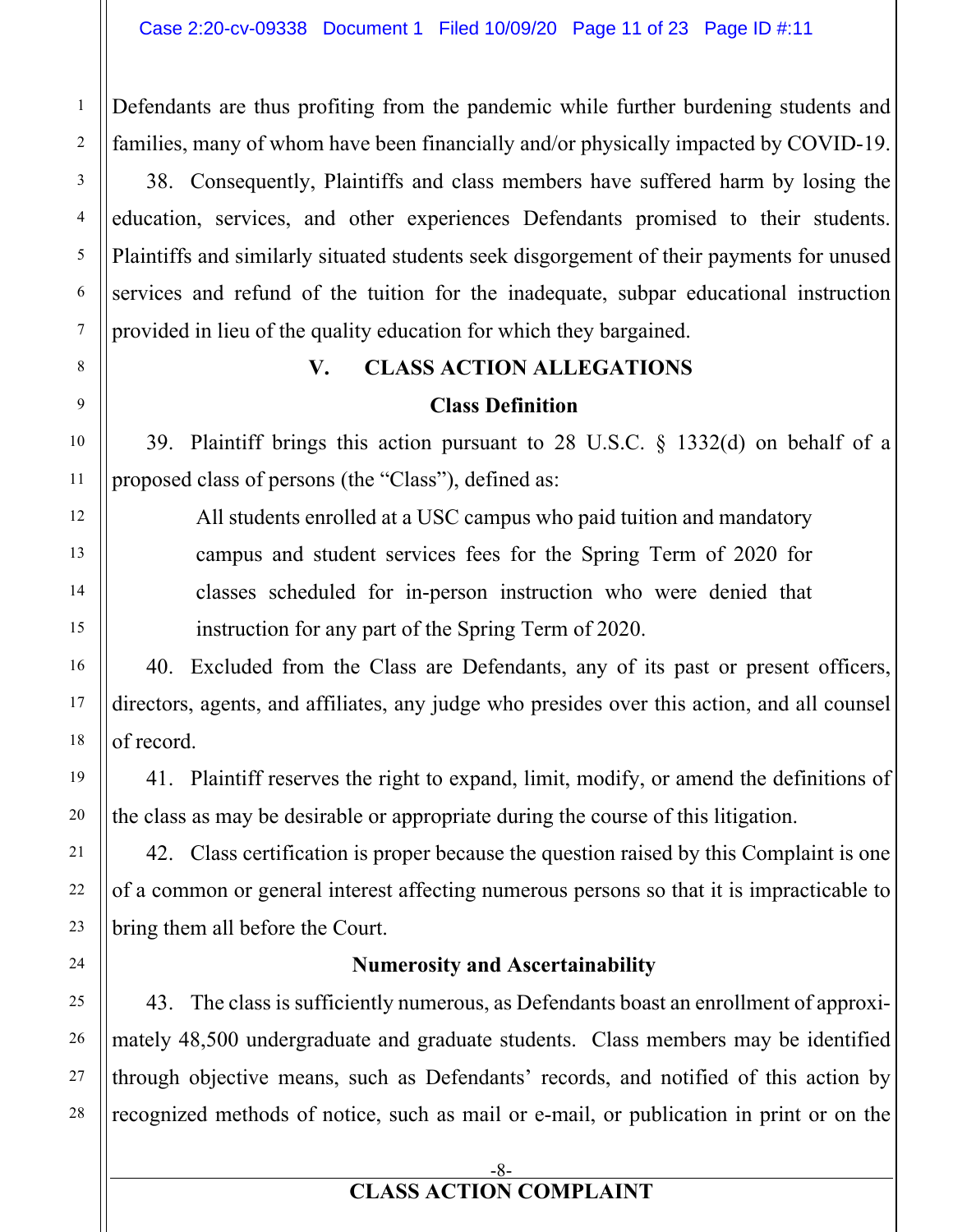Defendants are thus profiting from the pandemic while further burdening students and families, many of whom have been financially and/or physically impacted by COVID-19.

38. Consequently, Plaintiffs and class members have suffered harm by losing the education, services, and other experiences Defendants promised to their students. Plaintiffs and similarly situated students seek disgorgement of their payments for unused services and refund of the tuition for the inadequate, subpar educational instruction provided in lieu of the quality education for which they bargained.

## V. CLASS ACTION ALLEGATIONS

### Class Definition

39. Plaintiff brings this action pursuant to 28 U.S.C. § 1332(d) on behalf of a proposed class of persons (the "Class"), defined as:

> All students enrolled at a USC campus who paid tuition and mandatory campus and student services fees for the Spring Term of 2020 for classes scheduled for in-person instruction who were denied that instruction for any part of the Spring Term of 2020.

40. Excluded from the Class are Defendants, any of its past or present officers, directors, agents, and affiliates, any judge who presides over this action, and all counsel of record.

41. Plaintiff reserves the right to expand, limit, modify, or amend the definitions of the class as may be desirable or appropriate during the course of this litigation.

42. Class certification is proper because the question raised by this Complaint is one of a common or general interest affecting numerous persons so that it is impracticable to bring them all before the Court.

### Numerosity and Ascertainability

43. The class is sufficiently numerous, as Defendants boast an enrollment of approximately 48,500 undergraduate and graduate students. Class members may be identified through objective means, such as Defendants' records, and notified of this action by recognized methods of notice, such as mail or e-mail, or publication in print or on the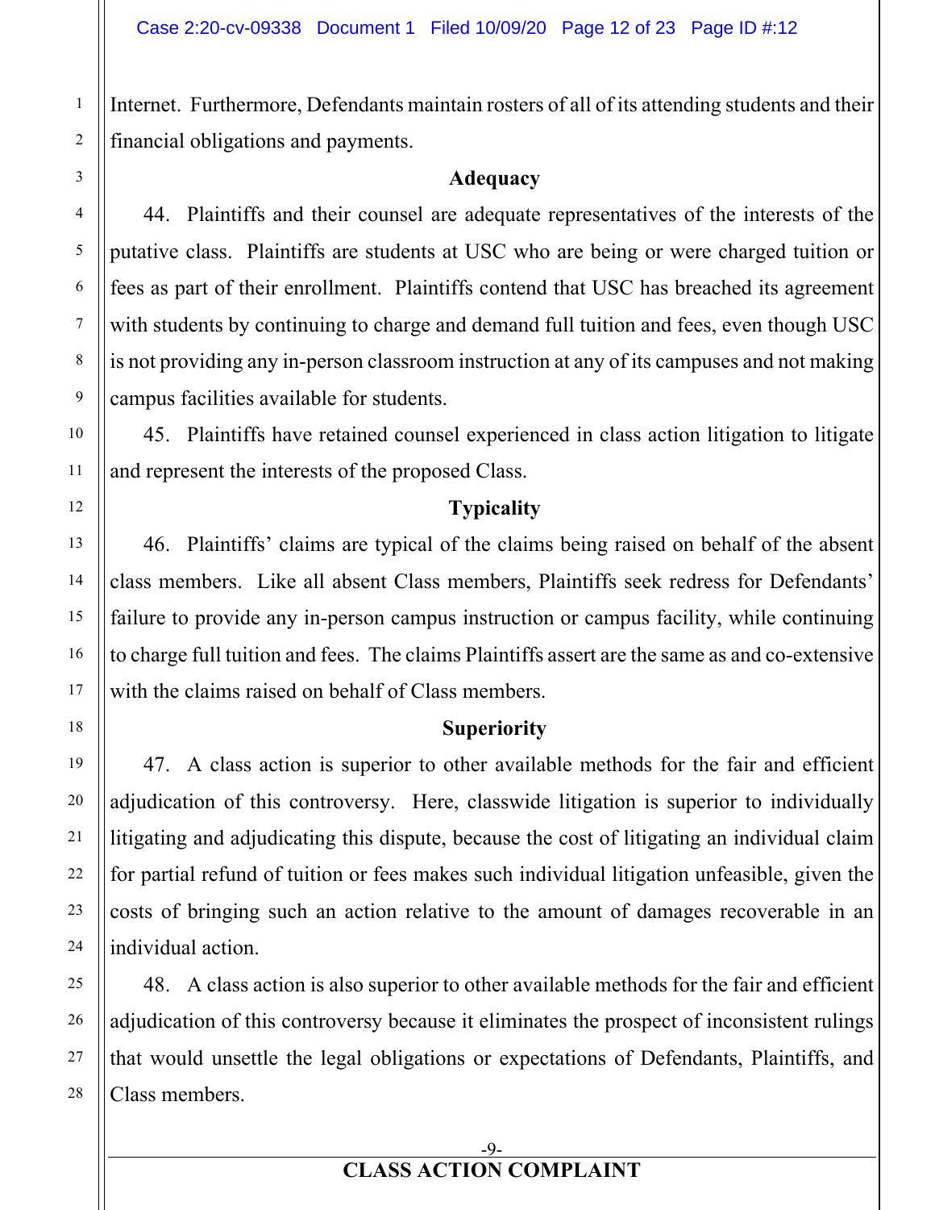Internet. Furthermore, Defendants maintain rosters of all of its attending students and their financial obligations and payments.

**Adequacy**

44. Plaintiffs and their counsel are adequate representatives of the interests of the putative class. Plaintiffs are students at USC who are being or were charged tuition or fees as part of their enrollment. Plaintiffs contend that USC has breached its agreement with students by continuing to charge and demand full tuition and fees, even though USC is not providing any in-person classroom instruction at any of its campuses and not making campus facilities available for students.

45. Plaintiffs have retained counsel experienced in class action litigation to litigate and represent the interests of the proposed Class.

**Typicality**

46. Plaintiffs' claims are typical of the claims being raised on behalf of the absent class members. Like all absent Class members, Plaintiffs seek redress for Defendants' failure to provide any in-person campus instruction or campus facility, while continuing to charge full tuition and fees. The claims Plaintiffs assert are the same as and co-extensive with the claims raised on behalf of Class members.

**Superiority**

47. A class action is superior to other available methods for the fair and efficient adjudication of this controversy. Here, classwide litigation is superior to individually litigating and adjudicating this dispute, because the cost of litigating an individual claim for partial refund of tuition or fees makes such individual litigation unfeasible, given the costs of bringing such an action relative to the amount of damages recoverable in an individual action.

48. A class action is also superior to other available methods for the fair and efficient adjudication of this controversy because it eliminates the prospect of inconsistent rulings that would unsettle the legal obligations or expectations of Defendants, Plaintiffs, and Class members.

**CLASS ACTION COMPLAINT**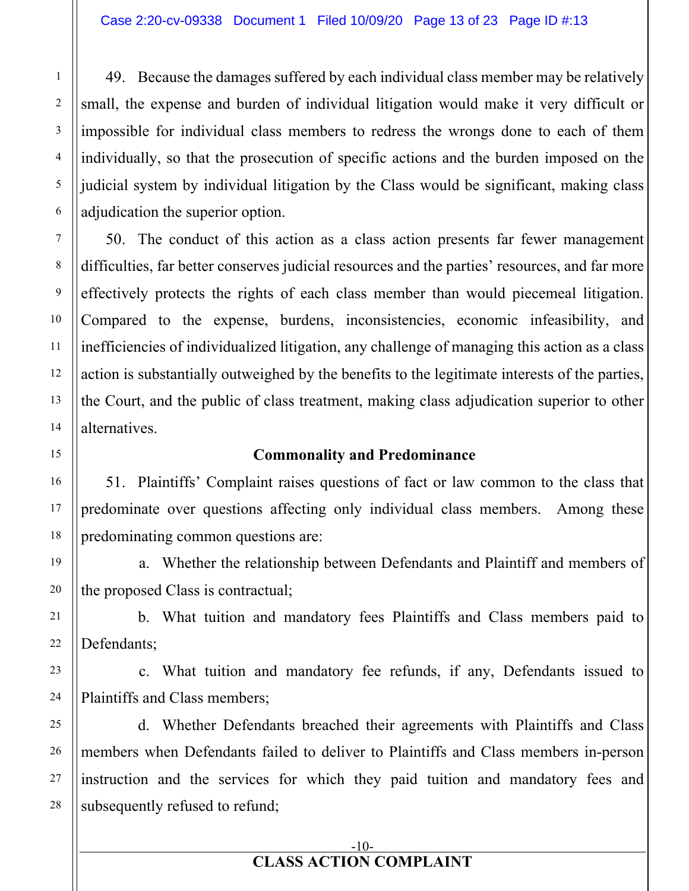49. Because the damages suffered by each individual class member may be relatively small, the expense and burden of individual litigation would make it very difficult or impossible for individual class members to redress the wrongs done to each of them individually, so that the prosecution of specific actions and the burden imposed on the judicial system by individual litigation by the Class would be significant, making class adjudication the superior option.

50. The conduct of this action as a class action presents far fewer management difficulties, far better conserves judicial resources and the parties' resources, and far more effectively protects the rights of each class member than would piecemeal litigation. Compared to the expense, burdens, inconsistencies, economic infeasibility, and inefficiencies of individualized litigation, any challenge of managing this action as a class action is substantially outweighed by the benefits to the legitimate interests of the parties, the Court, and the public of class treatment, making class adjudication superior to other alternatives.

**Commonality and Predominance**

51. Plaintiffs' Complaint raises questions of fact or law common to the class that predominate over questions affecting only individual class members. Among these predominating common questions are:

a. Whether the relationship between Defendants and Plaintiff and members of the proposed Class is contractual;

b. What tuition and mandatory fees Plaintiffs and Class members paid to Defendants;

c. What tuition and mandatory fee refunds, if any, Defendants issued to Plaintiffs and Class members;

d. Whether Defendants breached their agreements with Plaintiffs and Class members when Defendants failed to deliver to Plaintiffs and Class members in-person instruction and the services for which they paid tuition and mandatory fees and subsequently refused to refund;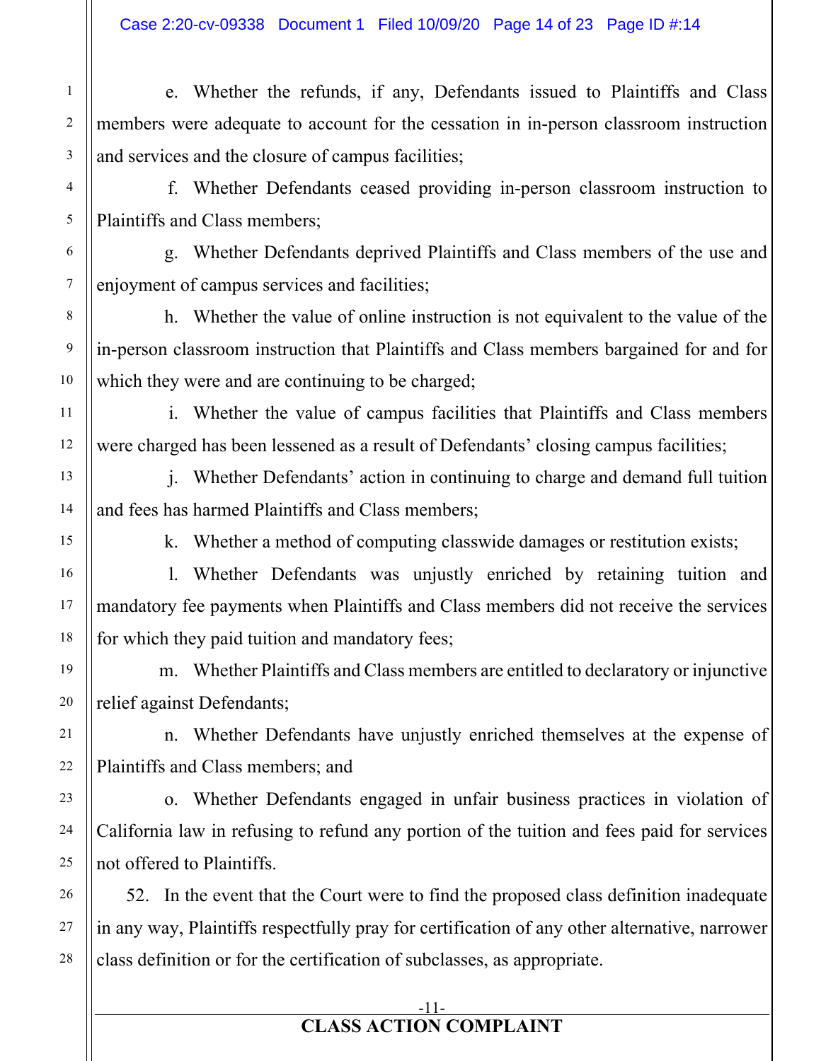e. Whether the refunds, if any, Defendants issued to Plaintiffs and Class members were adequate to account for the cessation in in-person classroom instruction and services and the closure of campus facilities;

f. Whether Defendants ceased providing in-person classroom instruction to Plaintiffs and Class members;

g. Whether Defendants deprived Plaintiffs and Class members of the use and enjoyment of campus services and facilities;

h. Whether the value of online instruction is not equivalent to the value of the in-person classroom instruction that Plaintiffs and Class members bargained for and for which they were and are continuing to be charged;

i. Whether the value of campus facilities that Plaintiffs and Class members were charged has been lessened as a result of Defendants' closing campus facilities;

j. Whether Defendants' action in continuing to charge and demand full tuition and fees has harmed Plaintiffs and Class members;

k. Whether a method of computing classwide damages or restitution exists;

l. Whether Defendants was unjustly enriched by retaining tuition and mandatory fee payments when Plaintiffs and Class members did not receive the services for which they paid tuition and mandatory fees;

m. Whether Plaintiffs and Class members are entitled to declaratory or injunctive relief against Defendants;

n. Whether Defendants have unjustly enriched themselves at the expense of Plaintiffs and Class members; and

o. Whether Defendants engaged in unfair business practices in violation of California law in refusing to refund any portion of the tuition and fees paid for services not offered to Plaintiffs.

52. In the event that the Court were to find the proposed class definition inadequate in any way, Plaintiffs respectfully pray for certification of any other alternative, narrower class definition or for the certification of subclasses, as appropriate.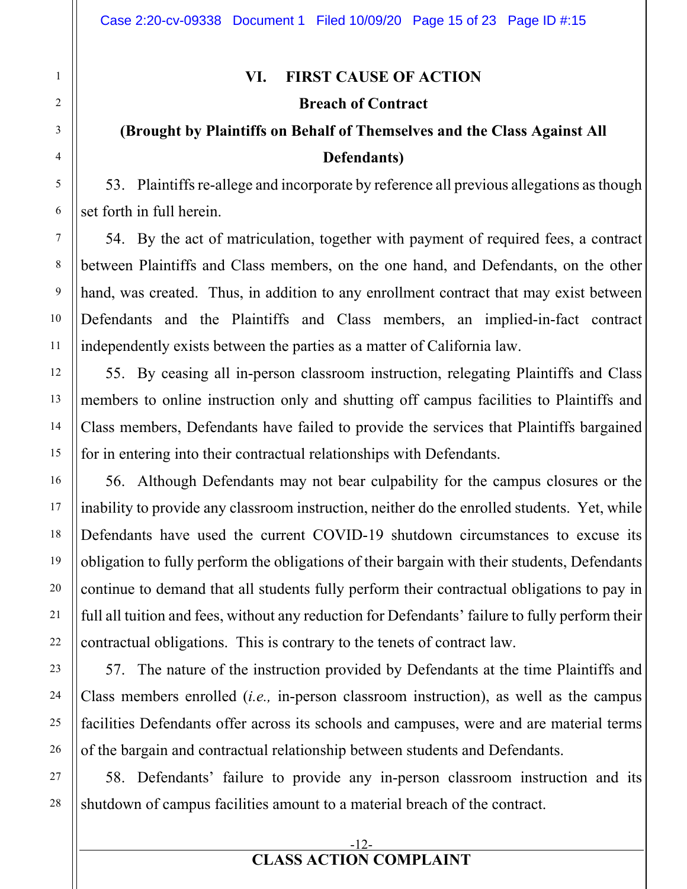## VI. FIRST CAUSE OF ACTION

### Breach of Contract

### (Brought by Plaintiffs on Behalf of Themselves and the Class Against All Defendants)

53. Plaintiffs re-allege and incorporate by reference all previous allegations as though set forth in full herein.

54. By the act of matriculation, together with payment of required fees, a contract between Plaintiffs and Class members, on the one hand, and Defendants, on the other hand, was created. Thus, in addition to any enrollment contract that may exist between Defendants and the Plaintiffs and Class members, an implied-in-fact contract independently exists between the parties as a matter of California law.

55. By ceasing all in-person classroom instruction, relegating Plaintiffs and Class members to online instruction only and shutting off campus facilities to Plaintiffs and Class members, Defendants have failed to provide the services that Plaintiffs bargained for in entering into their contractual relationships with Defendants.

56. Although Defendants may not bear culpability for the campus closures or the inability to provide any classroom instruction, neither do the enrolled students. Yet, while Defendants have used the current COVID-19 shutdown circumstances to excuse its obligation to fully perform the obligations of their bargain with their students, Defendants continue to demand that all students fully perform their contractual obligations to pay in full all tuition and fees, without any reduction for Defendants' failure to fully perform their contractual obligations. This is contrary to the tenets of contract law.

57. The nature of the instruction provided by Defendants at the time Plaintiffs and Class members enrolled (*i.e.,* in-person classroom instruction), as well as the campus facilities Defendants offer across its schools and campuses, were and are material terms of the bargain and contractual relationship between students and Defendants.

58. Defendants' failure to provide any in-person classroom instruction and its shutdown of campus facilities amount to a material breach of the contract.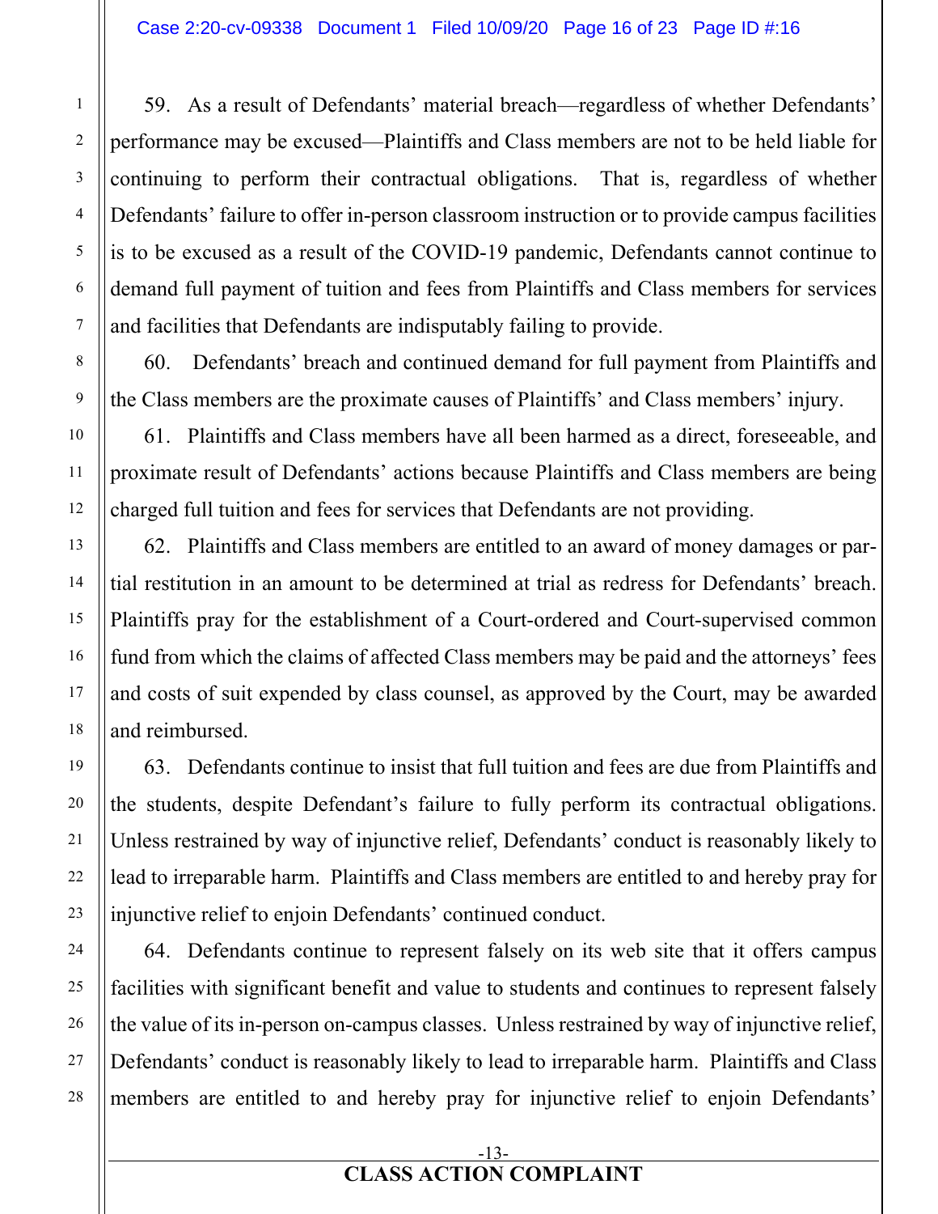59. As a result of Defendants' material breach—regardless of whether Defendants' performance may be excused—Plaintiffs and Class members are not to be held liable for continuing to perform their contractual obligations. That is, regardless of whether Defendants' failure to offer in-person classroom instruction or to provide campus facilities is to be excused as a result of the COVID-19 pandemic, Defendants cannot continue to demand full payment of tuition and fees from Plaintiffs and Class members for services and facilities that Defendants are indisputably failing to provide.

60. Defendants' breach and continued demand for full payment from Plaintiffs and the Class members are the proximate causes of Plaintiffs' and Class members' injury.

61. Plaintiffs and Class members have all been harmed as a direct, foreseeable, and proximate result of Defendants' actions because Plaintiffs and Class members are being charged full tuition and fees for services that Defendants are not providing.

62. Plaintiffs and Class members are entitled to an award of money damages or partial restitution in an amount to be determined at trial as redress for Defendants' breach. Plaintiffs pray for the establishment of a Court-ordered and Court-supervised common fund from which the claims of affected Class members may be paid and the attorneys' fees and costs of suit expended by class counsel, as approved by the Court, may be awarded and reimbursed.

63. Defendants continue to insist that full tuition and fees are due from Plaintiffs and the students, despite Defendant's failure to fully perform its contractual obligations. Unless restrained by way of injunctive relief, Defendants' conduct is reasonably likely to lead to irreparable harm. Plaintiffs and Class members are entitled to and hereby pray for injunctive relief to enjoin Defendants' continued conduct.

64. Defendants continue to represent falsely on its web site that it offers campus facilities with significant benefit and value to students and continues to represent falsely the value of its in-person on-campus classes. Unless restrained by way of injunctive relief, Defendants' conduct is reasonably likely to lead to irreparable harm. Plaintiffs and Class members are entitled to and hereby pray for injunctive relief to enjoin Defendants'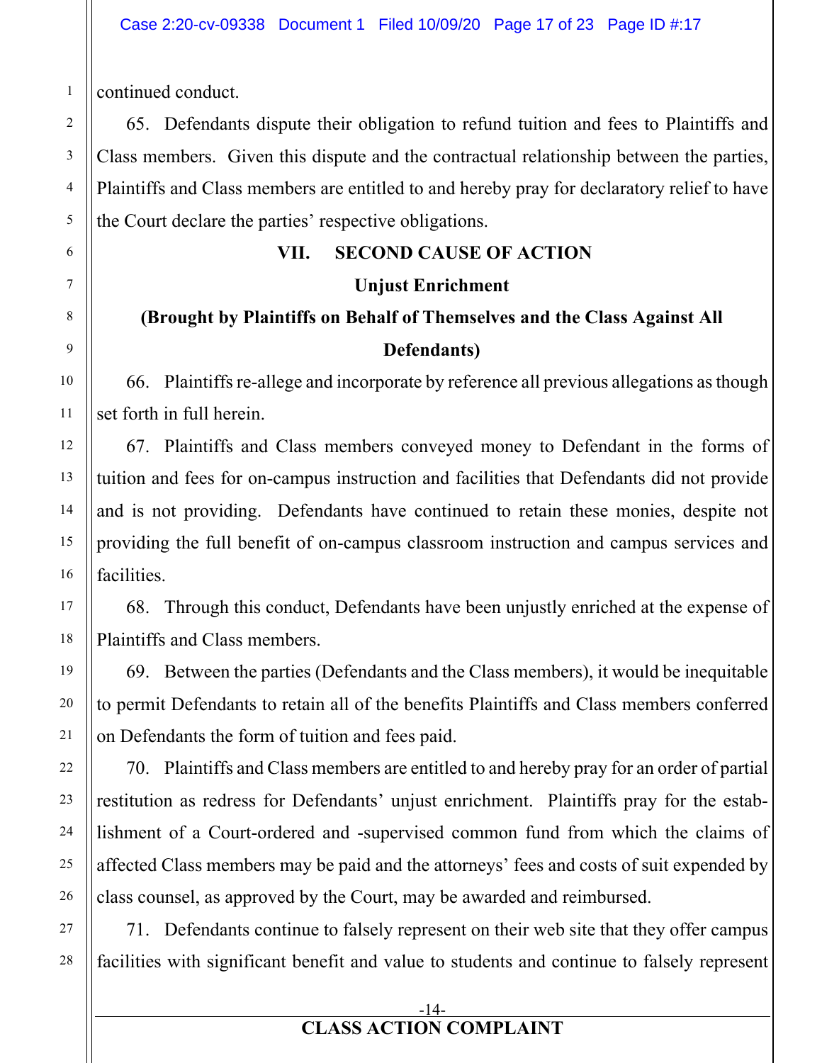continued conduct.

65. Defendants dispute their obligation to refund tuition and fees to Plaintiffs and Class members. Given this dispute and the contractual relationship between the parties, Plaintiffs and Class members are entitled to and hereby pray for declaratory relief to have the Court declare the parties' respective obligations.

## VII. SECOND CAUSE OF ACTION

### Unjust Enrichment

### (Brought by Plaintiffs on Behalf of Themselves and the Class Against All Defendants)

66. Plaintiffs re-allege and incorporate by reference all previous allegations as though set forth in full herein.

67. Plaintiffs and Class members conveyed money to Defendant in the forms of tuition and fees for on-campus instruction and facilities that Defendants did not provide and is not providing. Defendants have continued to retain these monies, despite not providing the full benefit of on-campus classroom instruction and campus services and facilities.

68. Through this conduct, Defendants have been unjustly enriched at the expense of Plaintiffs and Class members.

69. Between the parties (Defendants and the Class members), it would be inequitable to permit Defendants to retain all of the benefits Plaintiffs and Class members conferred on Defendants the form of tuition and fees paid.

70. Plaintiffs and Class members are entitled to and hereby pray for an order of partial restitution as redress for Defendants' unjust enrichment. Plaintiffs pray for the establishment of a Court-ordered and -supervised common fund from which the claims of affected Class members may be paid and the attorneys' fees and costs of suit expended by class counsel, as approved by the Court, may be awarded and reimbursed.

71. Defendants continue to falsely represent on their web site that they offer campus facilities with significant benefit and value to students and continue to falsely represent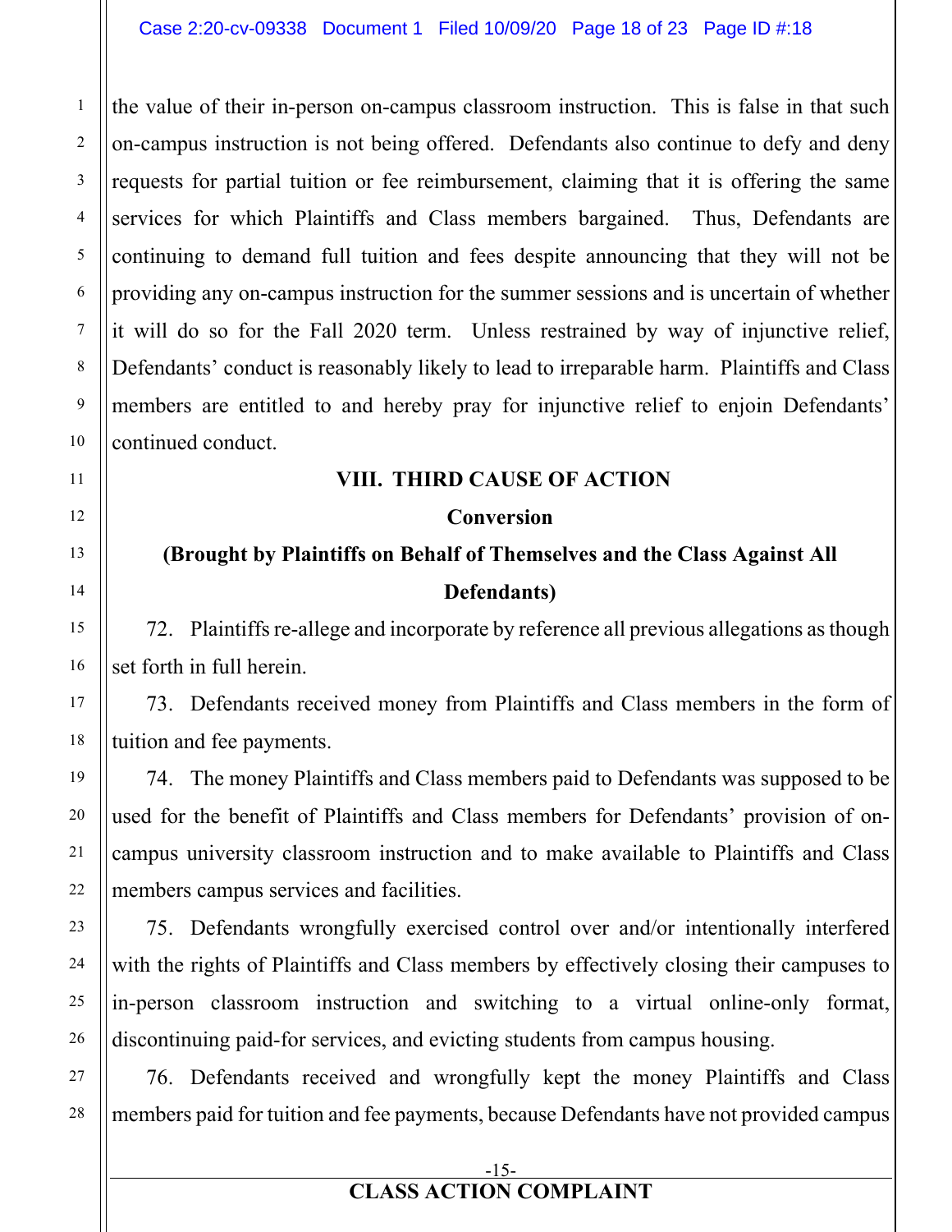the value of their in-person on-campus classroom instruction. This is false in that such on-campus instruction is not being offered. Defendants also continue to defy and deny requests for partial tuition or fee reimbursement, claiming that it is offering the same services for which Plaintiffs and Class members bargained. Thus, Defendants are continuing to demand full tuition and fees despite announcing that they will not be providing any on-campus instruction for the summer sessions and is uncertain of whether it will do so for the Fall 2020 term. Unless restrained by way of injunctive relief, Defendants' conduct is reasonably likely to lead to irreparable harm. Plaintiffs and Class members are entitled to and hereby pray for injunctive relief to enjoin Defendants' continued conduct.

## VIII. THIRD CAUSE OF ACTION

### Conversion

### (Brought by Plaintiffs on Behalf of Themselves and the Class Against All Defendants)

72. Plaintiffs re-allege and incorporate by reference all previous allegations as though set forth in full herein.

73. Defendants received money from Plaintiffs and Class members in the form of tuition and fee payments.

74. The money Plaintiffs and Class members paid to Defendants was supposed to be used for the benefit of Plaintiffs and Class members for Defendants' provision of on-campus university classroom instruction and to make available to Plaintiffs and Class members campus services and facilities.

75. Defendants wrongfully exercised control over and/or intentionally interfered with the rights of Plaintiffs and Class members by effectively closing their campuses to in-person classroom instruction and switching to a virtual online-only format, discontinuing paid-for services, and evicting students from campus housing.

76. Defendants received and wrongfully kept the money Plaintiffs and Class members paid for tuition and fee payments, because Defendants have not provided campus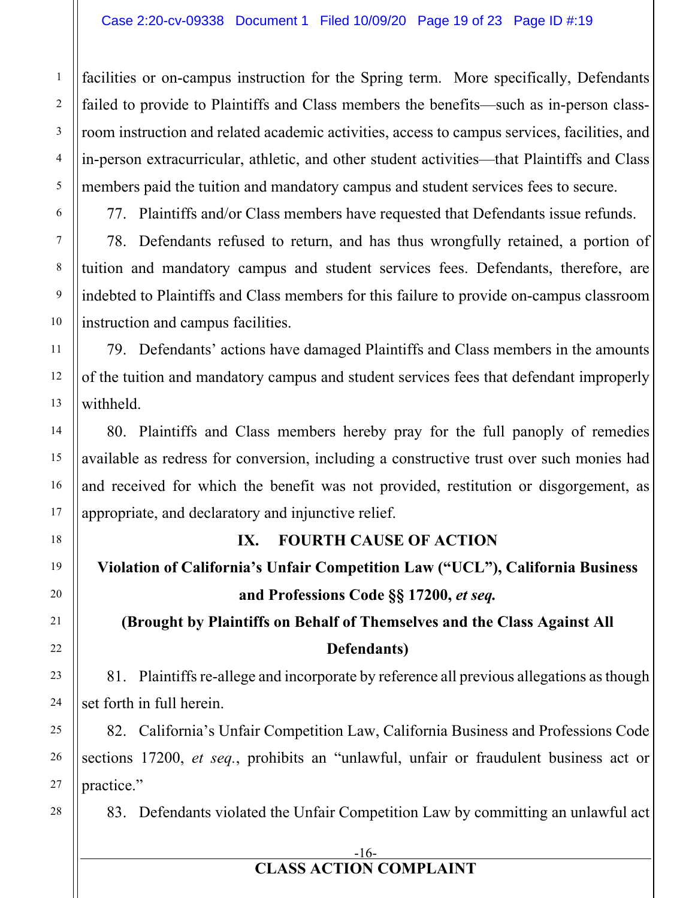facilities or on-campus instruction for the Spring term. More specifically, Defendants failed to provide to Plaintiffs and Class members the benefits—such as in-person classroom instruction and related academic activities, access to campus services, facilities, and in-person extracurricular, athletic, and other student activities—that Plaintiffs and Class members paid the tuition and mandatory campus and student services fees to secure.

77. Plaintiffs and/or Class members have requested that Defendants issue refunds.

78. Defendants refused to return, and has thus wrongfully retained, a portion of tuition and mandatory campus and student services fees. Defendants, therefore, are indebted to Plaintiffs and Class members for this failure to provide on-campus classroom instruction and campus facilities.

79. Defendants' actions have damaged Plaintiffs and Class members in the amounts of the tuition and mandatory campus and student services fees that defendant improperly withheld.

80. Plaintiffs and Class members hereby pray for the full panoply of remedies available as redress for conversion, including a constructive trust over such monies had and received for which the benefit was not provided, restitution or disgorgement, as appropriate, and declaratory and injunctive relief.

## IX. FOURTH CAUSE OF ACTION

**Violation of California's Unfair Competition Law ("UCL"), California Business and Professions Code §§ 17200, *et seq.***

**(Brought by Plaintiffs on Behalf of Themselves and the Class Against All Defendants)**

81. Plaintiffs re-allege and incorporate by reference all previous allegations as though set forth in full herein.

82. California's Unfair Competition Law, California Business and Professions Code sections 17200, *et seq.*, prohibits an "unlawful, unfair or fraudulent business act or practice."

83. Defendants violated the Unfair Competition Law by committing an unlawful act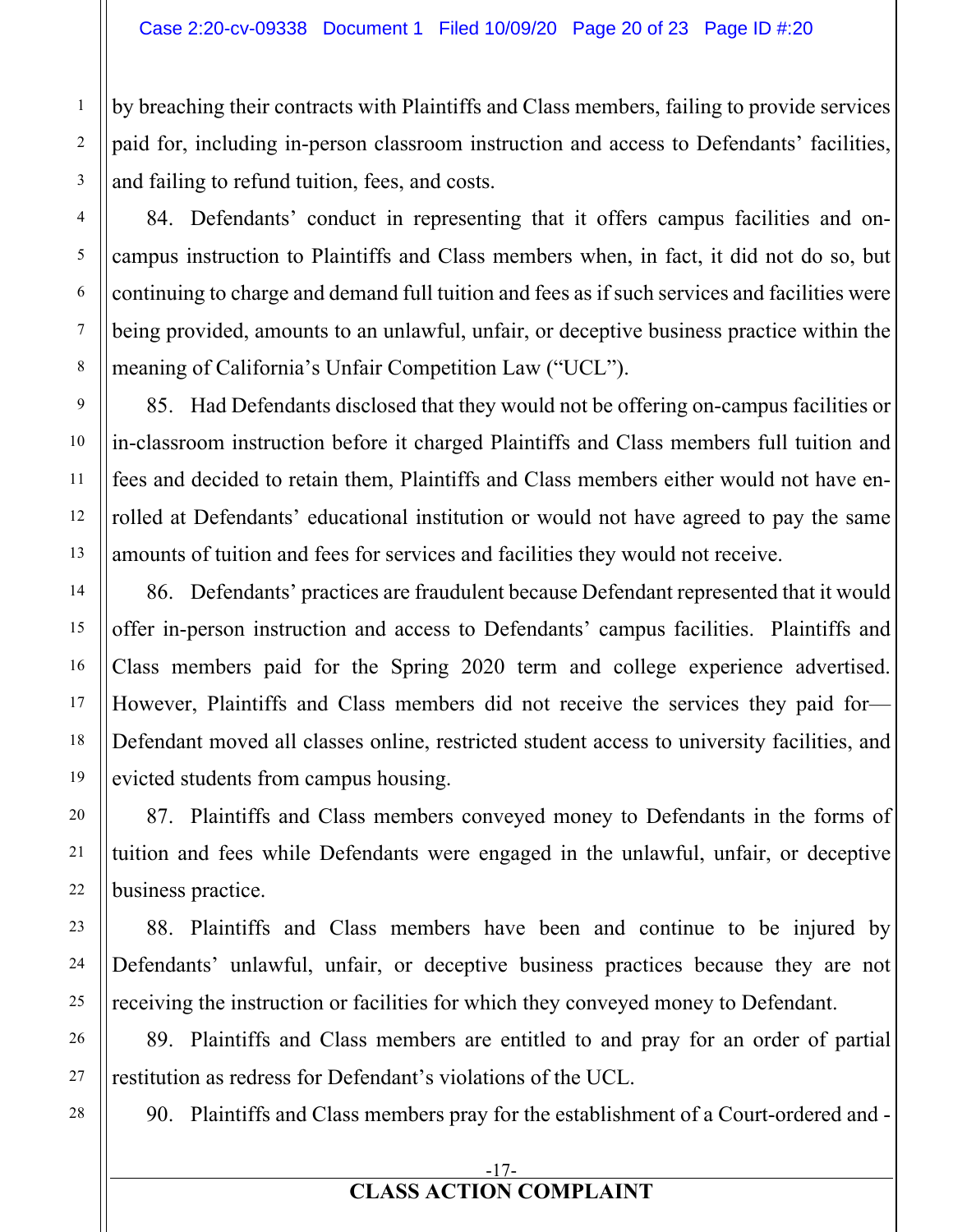by breaching their contracts with Plaintiffs and Class members, failing to provide services paid for, including in-person classroom instruction and access to Defendants' facilities, and failing to refund tuition, fees, and costs.

84. Defendants' conduct in representing that it offers campus facilities and on-campus instruction to Plaintiffs and Class members when, in fact, it did not do so, but continuing to charge and demand full tuition and fees as if such services and facilities were being provided, amounts to an unlawful, unfair, or deceptive business practice within the meaning of California's Unfair Competition Law ("UCL").

85. Had Defendants disclosed that they would not be offering on-campus facilities or in-classroom instruction before it charged Plaintiffs and Class members full tuition and fees and decided to retain them, Plaintiffs and Class members either would not have enrolled at Defendants' educational institution or would not have agreed to pay the same amounts of tuition and fees for services and facilities they would not receive.

86. Defendants' practices are fraudulent because Defendant represented that it would offer in-person instruction and access to Defendants' campus facilities. Plaintiffs and Class members paid for the Spring 2020 term and college experience advertised. However, Plaintiffs and Class members did not receive the services they paid for—Defendant moved all classes online, restricted student access to university facilities, and evicted students from campus housing.

87. Plaintiffs and Class members conveyed money to Defendants in the forms of tuition and fees while Defendants were engaged in the unlawful, unfair, or deceptive business practice.

88. Plaintiffs and Class members have been and continue to be injured by Defendants' unlawful, unfair, or deceptive business practices because they are not receiving the instruction or facilities for which they conveyed money to Defendant.

89. Plaintiffs and Class members are entitled to and pray for an order of partial restitution as redress for Defendant's violations of the UCL.

90. Plaintiffs and Class members pray for the establishment of a Court-ordered and -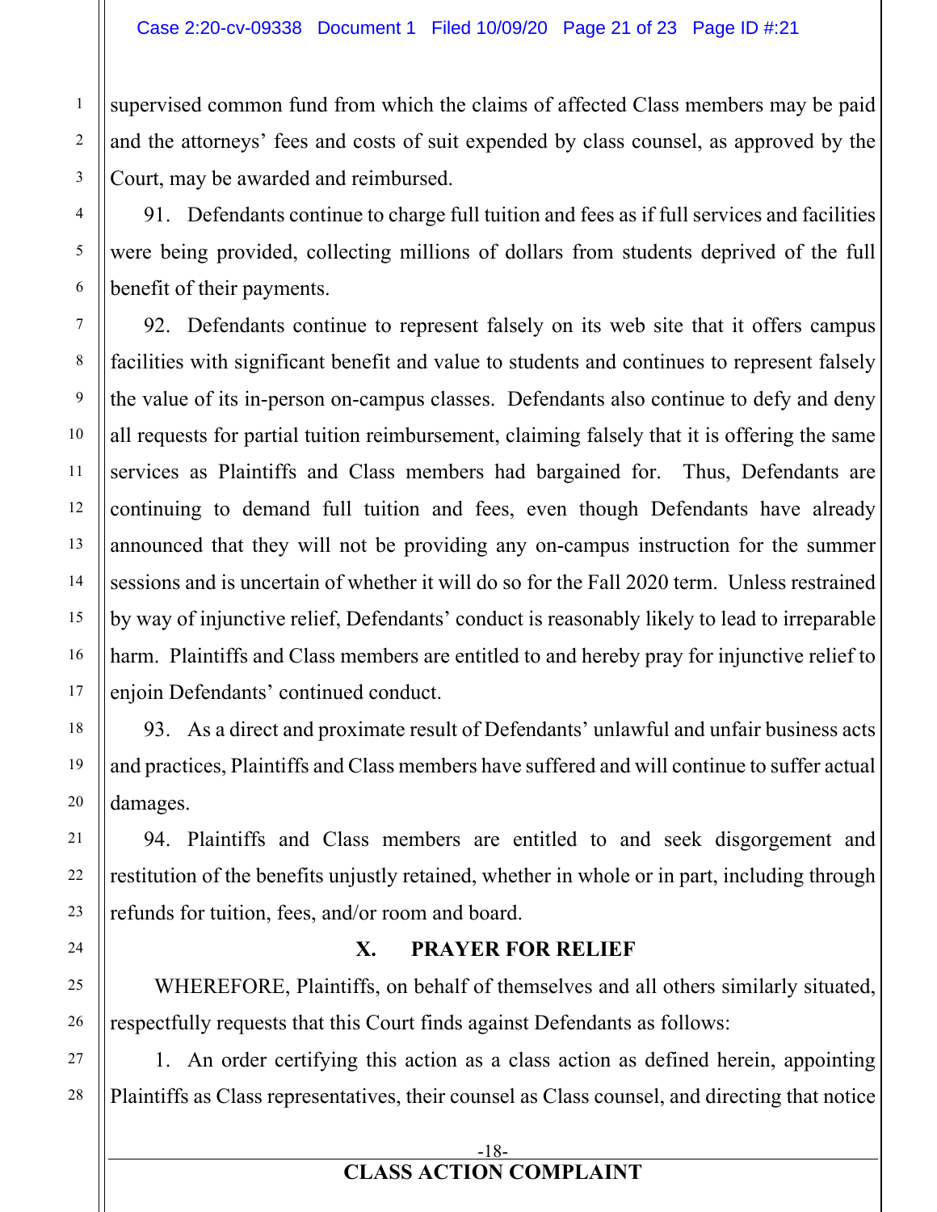supervised common fund from which the claims of affected Class members may be paid and the attorneys' fees and costs of suit expended by class counsel, as approved by the Court, may be awarded and reimbursed.

91. Defendants continue to charge full tuition and fees as if full services and facilities were being provided, collecting millions of dollars from students deprived of the full benefit of their payments.

92. Defendants continue to represent falsely on its web site that it offers campus facilities with significant benefit and value to students and continues to represent falsely the value of its in-person on-campus classes. Defendants also continue to defy and deny all requests for partial tuition reimbursement, claiming falsely that it is offering the same services as Plaintiffs and Class members had bargained for. Thus, Defendants are continuing to demand full tuition and fees, even though Defendants have already announced that they will not be providing any on-campus instruction for the summer sessions and is uncertain of whether it will do so for the Fall 2020 term. Unless restrained by way of injunctive relief, Defendants' conduct is reasonably likely to lead to irreparable harm. Plaintiffs and Class members are entitled to and hereby pray for injunctive relief to enjoin Defendants' continued conduct.

93. As a direct and proximate result of Defendants' unlawful and unfair business acts and practices, Plaintiffs and Class members have suffered and will continue to suffer actual damages.

94. Plaintiffs and Class members are entitled to and seek disgorgement and restitution of the benefits unjustly retained, whether in whole or in part, including through refunds for tuition, fees, and/or room and board.

## X. PRAYER FOR RELIEF

WHEREFORE, Plaintiffs, on behalf of themselves and all others similarly situated, respectfully requests that this Court finds against Defendants as follows:

1. An order certifying this action as a class action as defined herein, appointing Plaintiffs as Class representatives, their counsel as Class counsel, and directing that notice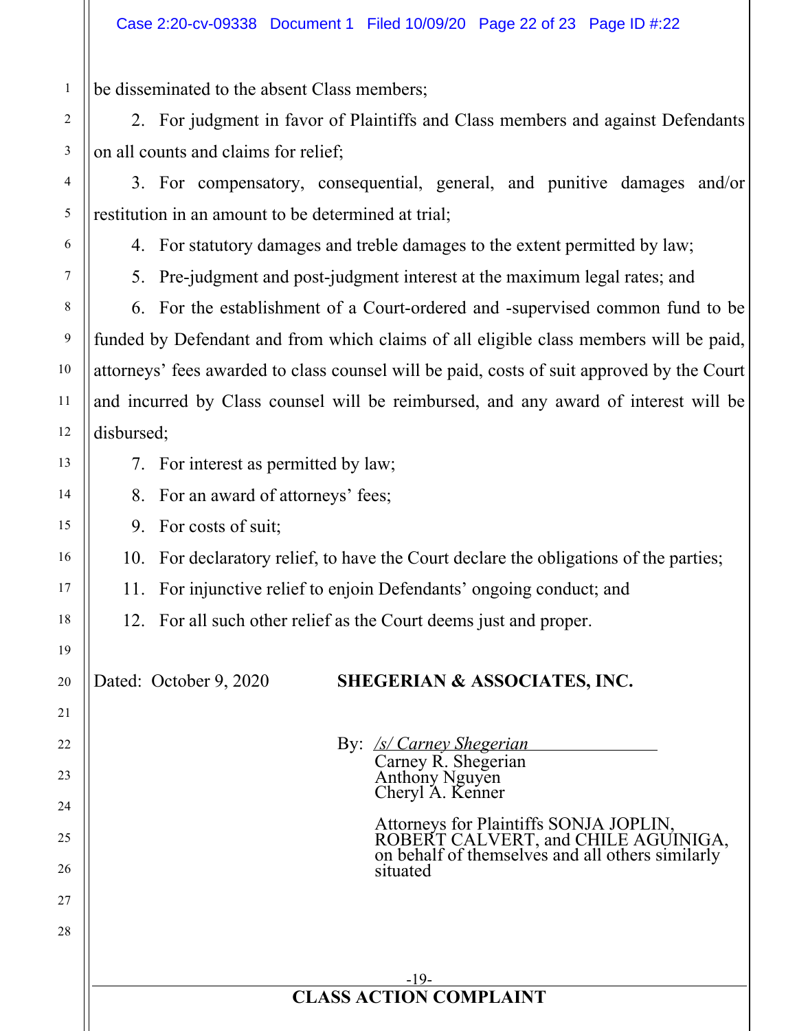be disseminated to the absent Class members;

2. For judgment in favor of Plaintiffs and Class members and against Defendants on all counts and claims for relief;

3. For compensatory, consequential, general, and punitive damages and/or restitution in an amount to be determined at trial;

4. For statutory damages and treble damages to the extent permitted by law;

5. Pre-judgment and post-judgment interest at the maximum legal rates; and

6. For the establishment of a Court-ordered and -supervised common fund to be funded by Defendant and from which claims of all eligible class members will be paid, attorneys' fees awarded to class counsel will be paid, costs of suit approved by the Court and incurred by Class counsel will be reimbursed, and any award of interest will be disbursed;

7. For interest as permitted by law;

8. For an award of attorneys' fees;

9. For costs of suit;

10. For declaratory relief, to have the Court declare the obligations of the parties;

11. For injunctive relief to enjoin Defendants' ongoing conduct; and

12. For all such other relief as the Court deems just and proper.

Dated: October 9, 2020

**SHEGERIAN & ASSOCIATES, INC.**

By: */s/ Carney Shegerian*
Carney R. Shegerian
Anthony Nguyen
Cheryl A. Kenner

Attorneys for Plaintiffs SONJA JOPLIN, ROBERT CALVERT, and CHILE AGUINIGA, on behalf of themselves and all others similarly situated

**CLASS ACTION COMPLAINT**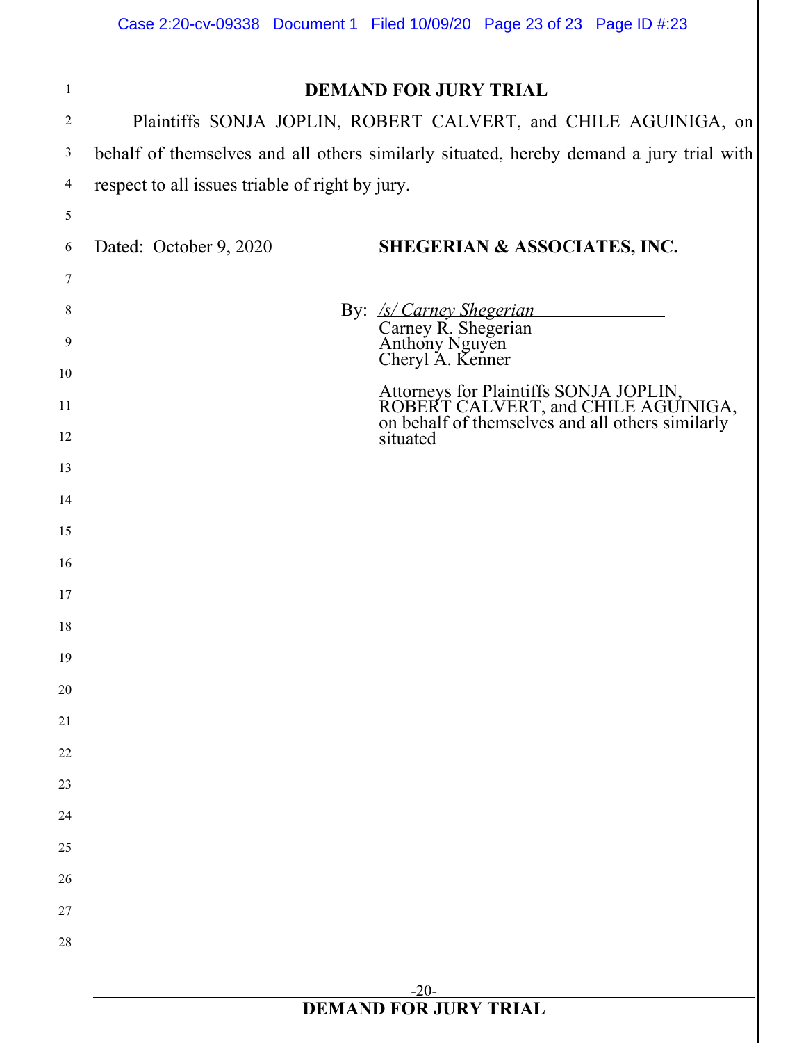# DEMAND FOR JURY TRIAL

Plaintiffs SONJA JOPLIN, ROBERT CALVERT, and CHILE AGUINIGA, on behalf of themselves and all others similarly situated, hereby demand a jury trial with respect to all issues triable of right by jury.

Dated: October 9, 2020

**SHEGERIAN & ASSOCIATES, INC.**

By: */s/ Carney Shegerian*
Carney R. Shegerian
Anthony Nguyen
Cheryl A. Kenner

Attorneys for Plaintiffs SONJA JOPLIN, ROBERT CALVERT, and CHILE AGUINIGA, on behalf of themselves and all others similarly situated